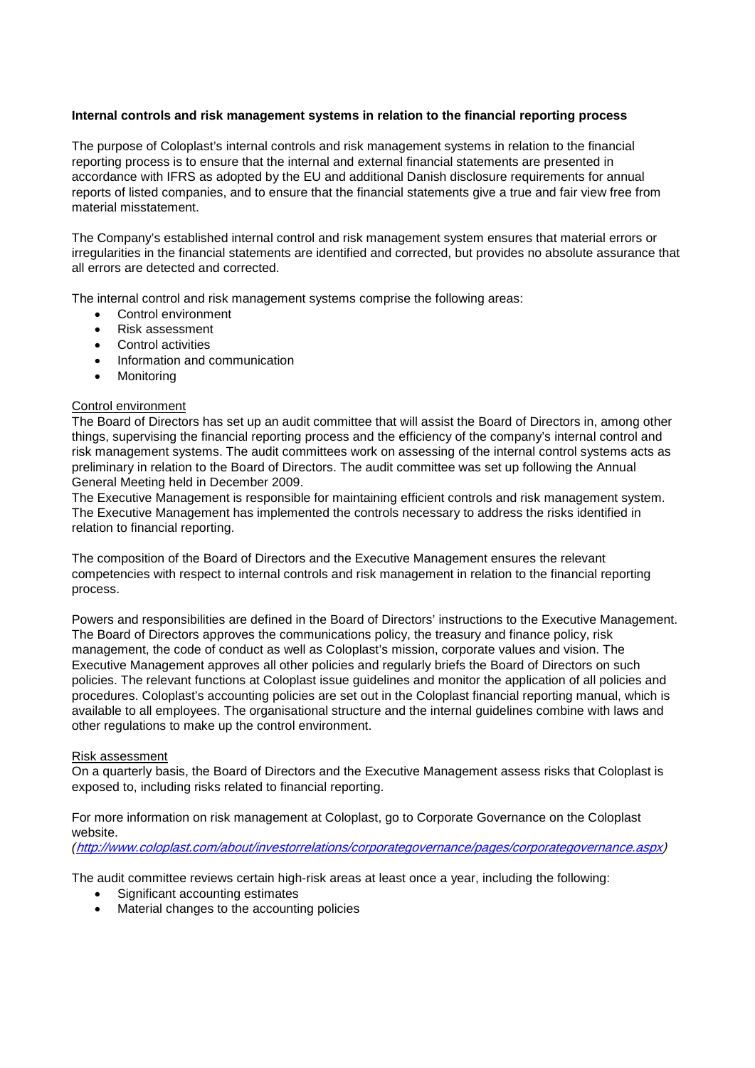**Internal controls and risk management systems in relation to the financial reporting process**

The purpose of Coloplast's internal controls and risk management systems in relation to the financial reporting process is to ensure that the internal and external financial statements are presented in accordance with IFRS as adopted by the EU and additional Danish disclosure requirements for annual reports of listed companies, and to ensure that the financial statements give a true and fair view free from material misstatement.

The Company's established internal control and risk management system ensures that material errors or irregularities in the financial statements are identified and corrected, but provides no absolute assurance that all errors are detected and corrected.

The internal control and risk management systems comprise the following areas:

- Control environment
- Risk assessment
- Control activities
- Information and communication
- Monitoring

Control environment

The Board of Directors has set up an audit committee that will assist the Board of Directors in, among other things, supervising the financial reporting process and the efficiency of the company's internal control and risk management systems. The audit committees work on assessing of the internal control systems acts as preliminary in relation to the Board of Directors. The audit committee was set up following the Annual General Meeting held in December 2009.

The Executive Management is responsible for maintaining efficient controls and risk management system. The Executive Management has implemented the controls necessary to address the risks identified in relation to financial reporting.

The composition of the Board of Directors and the Executive Management ensures the relevant competencies with respect to internal controls and risk management in relation to the financial reporting process.

Powers and responsibilities are defined in the Board of Directors' instructions to the Executive Management. The Board of Directors approves the communications policy, the treasury and finance policy, risk management, the code of conduct as well as Coloplast's mission, corporate values and vision. The Executive Management approves all other policies and regularly briefs the Board of Directors on such policies. The relevant functions at Coloplast issue guidelines and monitor the application of all policies and procedures. Coloplast's accounting policies are set out in the Coloplast financial reporting manual, which is available to all employees. The organisational structure and the internal guidelines combine with laws and other regulations to make up the control environment.

Risk assessment

On a quarterly basis, the Board of Directors and the Executive Management assess risks that Coloplast is exposed to, including risks related to financial reporting.

For more information on risk management at Coloplast, go to Corporate Governance on the Coloplast website.

*(http://www.coloplast.com/about/investorrelations/corporategovernance/pages/corporategovernance.aspx)*

The audit committee reviews certain high-risk areas at least once a year, including the following:

- Significant accounting estimates
- Material changes to the accounting policies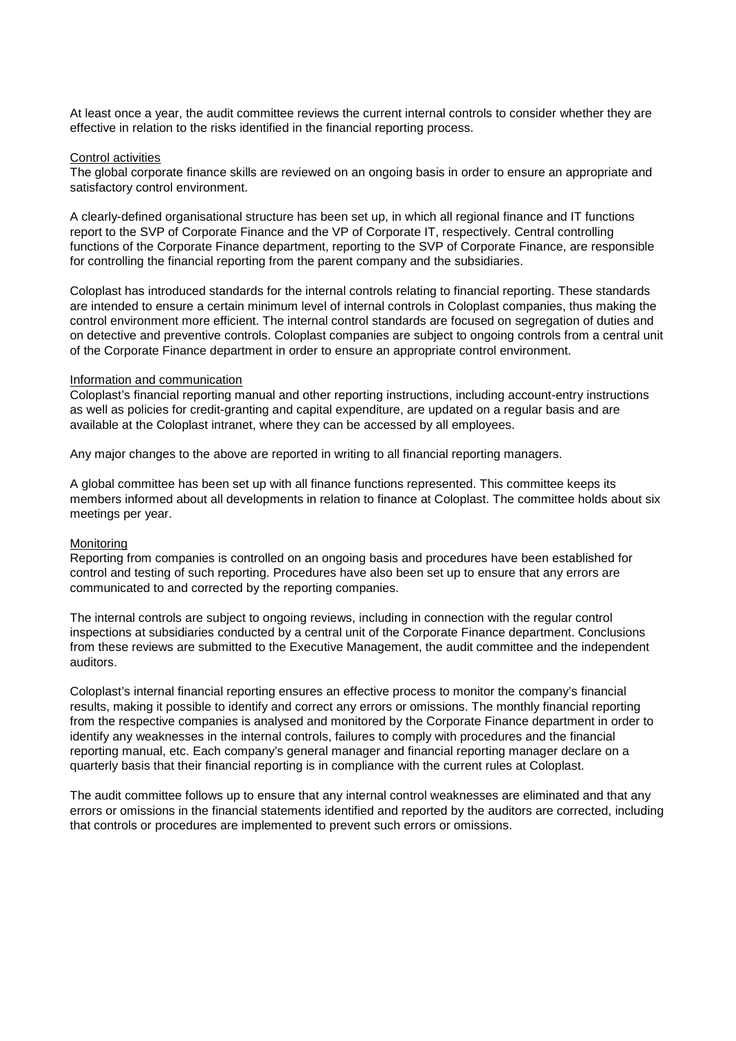At least once a year, the audit committee reviews the current internal controls to consider whether they are effective in relation to the risks identified in the financial reporting process.

## Control activities

The global corporate finance skills are reviewed on an ongoing basis in order to ensure an appropriate and satisfactory control environment.

A clearly-defined organisational structure has been set up, in which all regional finance and IT functions report to the SVP of Corporate Finance and the VP of Corporate IT, respectively. Central controlling functions of the Corporate Finance department, reporting to the SVP of Corporate Finance, are responsible for controlling the financial reporting from the parent company and the subsidiaries.

Coloplast has introduced standards for the internal controls relating to financial reporting. These standards are intended to ensure a certain minimum level of internal controls in Coloplast companies, thus making the control environment more efficient. The internal control standards are focused on segregation of duties and on detective and preventive controls. Coloplast companies are subject to ongoing controls from a central unit of the Corporate Finance department in order to ensure an appropriate control environment.

## Information and communication

Coloplast's financial reporting manual and other reporting instructions, including account-entry instructions as well as policies for credit-granting and capital expenditure, are updated on a regular basis and are available at the Coloplast intranet, where they can be accessed by all employees.

Any major changes to the above are reported in writing to all financial reporting managers.

A global committee has been set up with all finance functions represented. This committee keeps its members informed about all developments in relation to finance at Coloplast. The committee holds about six meetings per year.

## Monitoring

Reporting from companies is controlled on an ongoing basis and procedures have been established for control and testing of such reporting. Procedures have also been set up to ensure that any errors are communicated to and corrected by the reporting companies.

The internal controls are subject to ongoing reviews, including in connection with the regular control inspections at subsidiaries conducted by a central unit of the Corporate Finance department. Conclusions from these reviews are submitted to the Executive Management, the audit committee and the independent auditors.

Coloplast's internal financial reporting ensures an effective process to monitor the company's financial results, making it possible to identify and correct any errors or omissions. The monthly financial reporting from the respective companies is analysed and monitored by the Corporate Finance department in order to identify any weaknesses in the internal controls, failures to comply with procedures and the financial reporting manual, etc. Each company's general manager and financial reporting manager declare on a quarterly basis that their financial reporting is in compliance with the current rules at Coloplast.

The audit committee follows up to ensure that any internal control weaknesses are eliminated and that any errors or omissions in the financial statements identified and reported by the auditors are corrected, including that controls or procedures are implemented to prevent such errors or omissions.